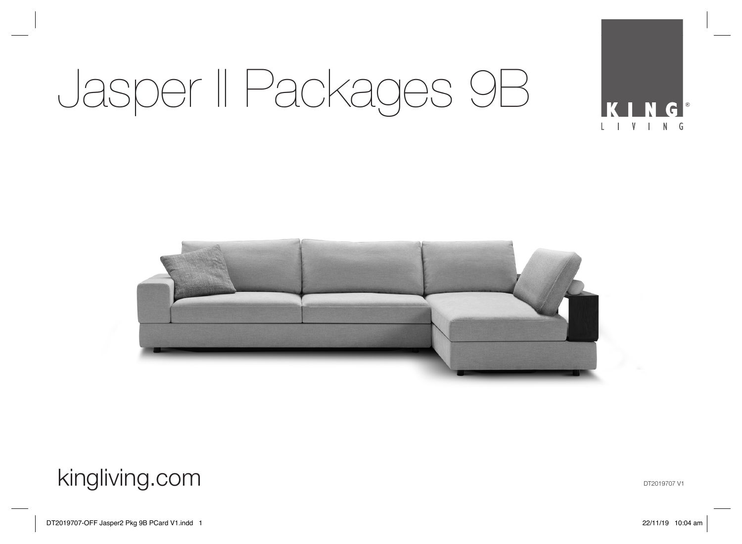# Jasper II Packages 9B

KING LIVING

kingliving.com

DT2019707 V1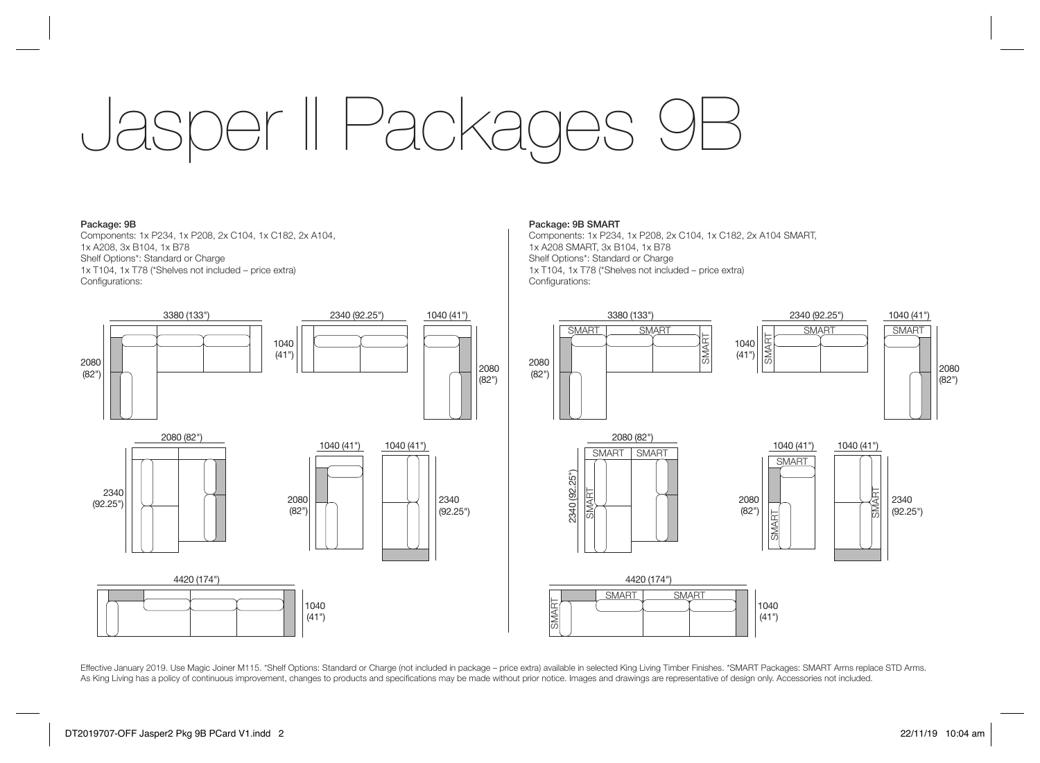# Jasper II Packages 9B

**Package: 9B**

Components: 1x P234, 1x P208, 2x C104, 1x C182, 2x A104, 1x A208, 3x B104, 1x B78

Shelf Options*: Standard or Charge

1x T104, 1x T78 (*Shelves not included – price extra)

Configurations:

3380 (133") × 2080 (82")

2340 (92.25") × 1040 (41")

1040 (41") × 2080 (82")

2080 (82") × 2340 (92.25")

1040 (41") × 2080 (82")

1040 (41") × 2340 (92.25")

4420 (174") × 1040 (41")

**Package: 9B SMART**

Components: 1x P234, 1x P208, 2x C104, 1x C182, 2x A104 SMART, 1x A208 SMART, 3x B104, 1x B78

Shelf Options*: Standard or Charge

1x T104, 1x T78 (*Shelves not included – price extra)

Configurations:

3380 (133") × 2080 (82") — SMART, SMART, SMART

2340 (92.25") × 1040 (41") — SMART, SMART

1040 (41") × 2080 (82") — SMART

2080 (82") × 2340 (92.25") — SMART, SMART, SMART

1040 (41") × 2080 (82") — SMART, SMART

1040 (41") × 2340 (92.25") — SMART

4420 (174") × 1040 (41") — SMART, SMART, SMART

Effective January 2019. Use Magic Joiner M115. *Shelf Options: Standard or Charge (not included in package – price extra) available in selected King Living Timber Finishes. *SMART Packages: SMART Arms replace STD Arms. As King Living has a policy of continuous improvement, changes to products and specifications may be made without prior notice. Images and drawings are representative of design only. Accessories not included.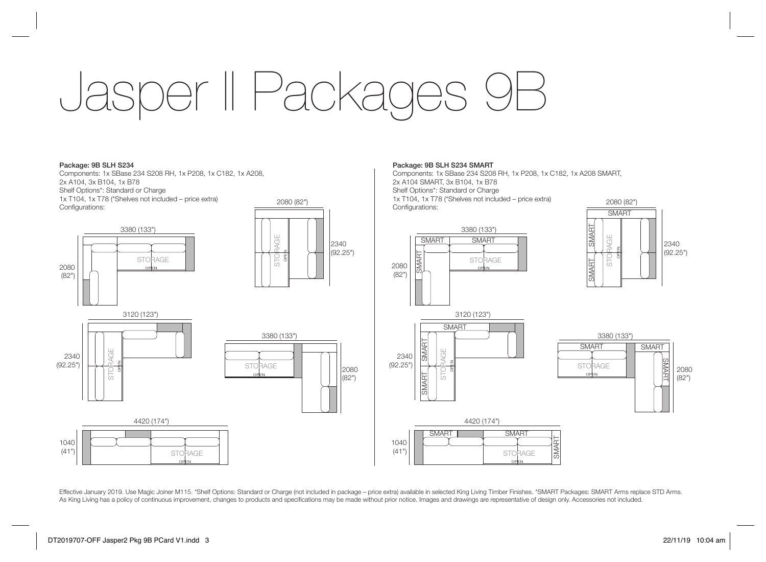# Jasper II Packages 9B

**Package: 9B SLH S234**

Components: 1x SBase 234 S208 RH, 1x P208, 1x C182, 1x A208, 2x A104, 3x B104, 1x B78

Shelf Options*: Standard or Charge

1x T104, 1x T78 (*Shelves not included – price extra)

Configurations:

3380 (133") × 2080 (82")

2080 (82") × 2340 (92.25")

3120 (123") × 2340 (92.25")

3380 (133") × 2080 (82")

4420 (174") × 1040 (41")

**Package: 9B SLH S234 SMART**

Components: 1x SBase 234 S208 RH, 1x P208, 1x C182, 1x A208 SMART, 2x A104 SMART, 3x B104, 1x B78

Shelf Options*: Standard or Charge

1x T104, 1x T78 (*Shelves not included – price extra)

Configurations:

3380 (133") × 2080 (82")

2080 (82") × 2340 (92.25")

3120 (123") × 2340 (92.25")

3380 (133") × 2080 (82")

4420 (174") × 1040 (41")

Effective January 2019. Use Magic Joiner M115. *Shelf Options: Standard or Charge (not included in package – price extra) available in selected King Living Timber Finishes. *SMART Packages: SMART Arms replace STD Arms. As King Living has a policy of continuous improvement, changes to products and specifications may be made without prior notice. Images and drawings are representative of design only. Accessories not included.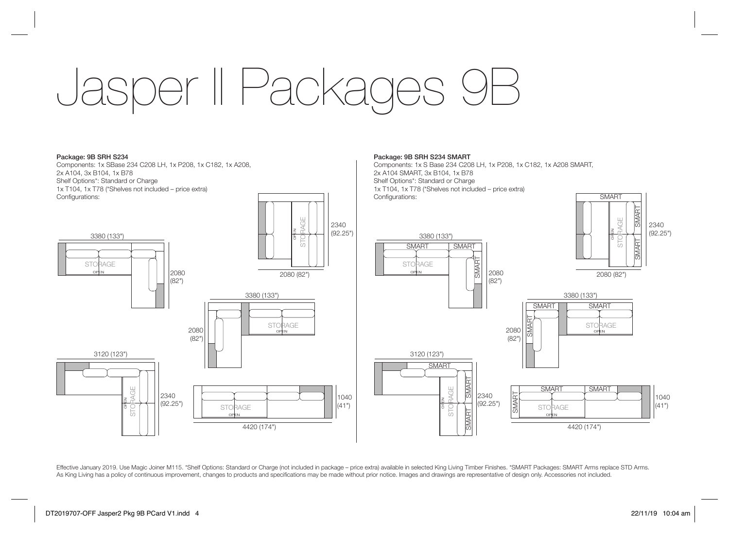# Jasper II Packages 9B

**Package: 9B SRH S234**

Components: 1x SBase 234 C208 LH, 1x P208, 1x C182, 1x A208, 2x A104, 3x B104, 1x B78

Shelf Options*: Standard or Charge

1x T104, 1x T78 (*Shelves not included – price extra)

Configurations:

2340 (92.25")

2080 (82")

3380 (133")

2080 (82")

3380 (133")

2080 (82")

3120 (123")

2340 (92.25")

1040 (41")

4420 (174")

STORAGE

OPEN

**Package: 9B SRH S234 SMART**

Components: 1x S Base 234 C208 LH, 1x P208, 1x C182, 1x A208 SMART, 2x A104 SMART, 3x B104, 1x B78

Shelf Options*: Standard or Charge

1x T104, 1x T78 (*Shelves not included – price extra)

Configurations:

SMART

2340 (92.25")

2080 (82")

3380 (133")

2080 (82")

3380 (133")

2080 (82")

3120 (123")

2340 (92.25")

1040 (41")

4420 (174")

STORAGE

OPEN

Effective January 2019. Use Magic Joiner M115. *Shelf Options: Standard or Charge (not included in package – price extra) available in selected King Living Timber Finishes. *SMART Packages: SMART Arms replace STD Arms. As King Living has a policy of continuous improvement, changes to products and specifications may be made without prior notice. Images and drawings are representative of design only. Accessories not included.